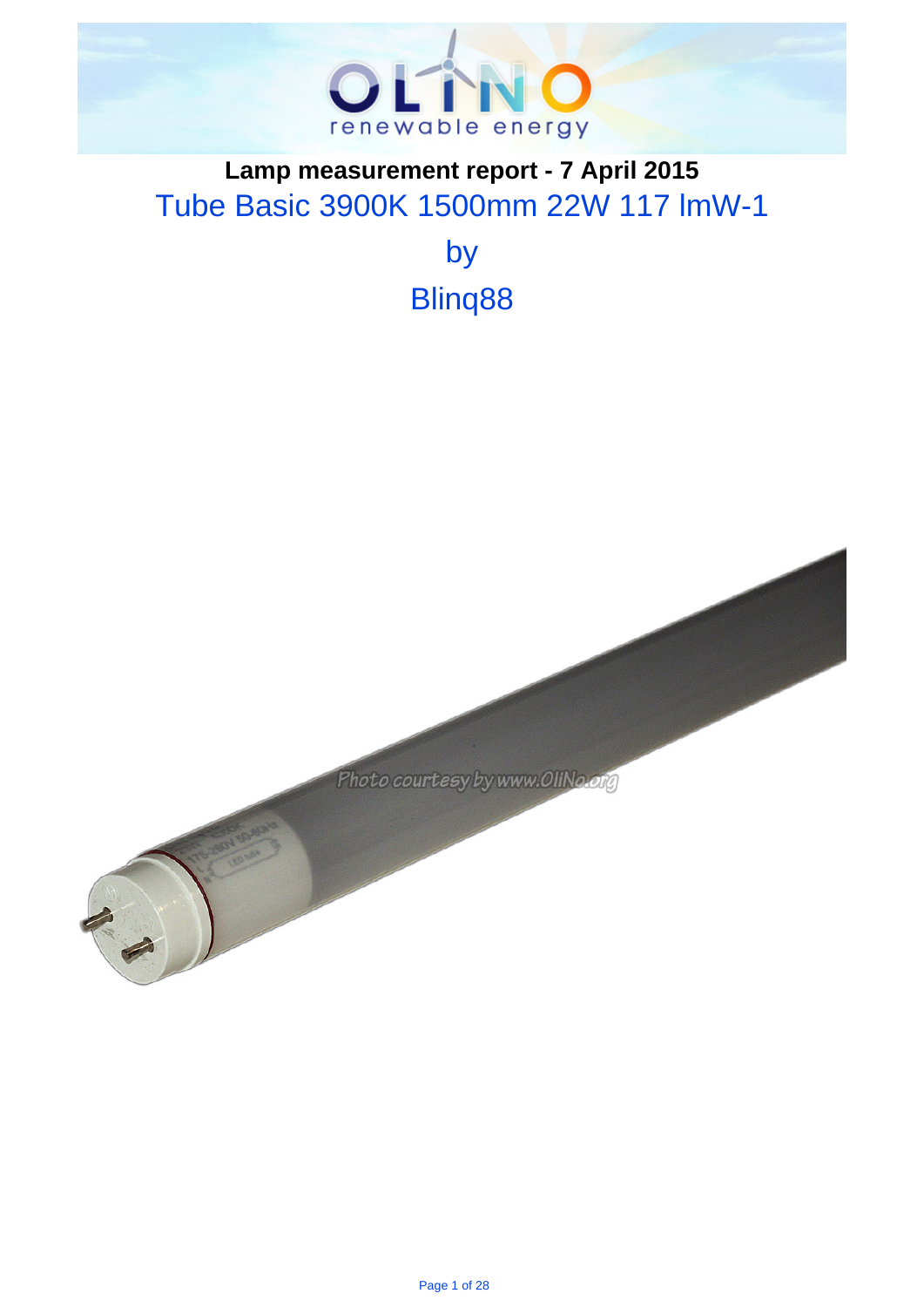# Lamp measurement report - 7 April 2015

## Tube Basic 3900K 1500mm 22W 117 lmW-1

## by

## Blinq88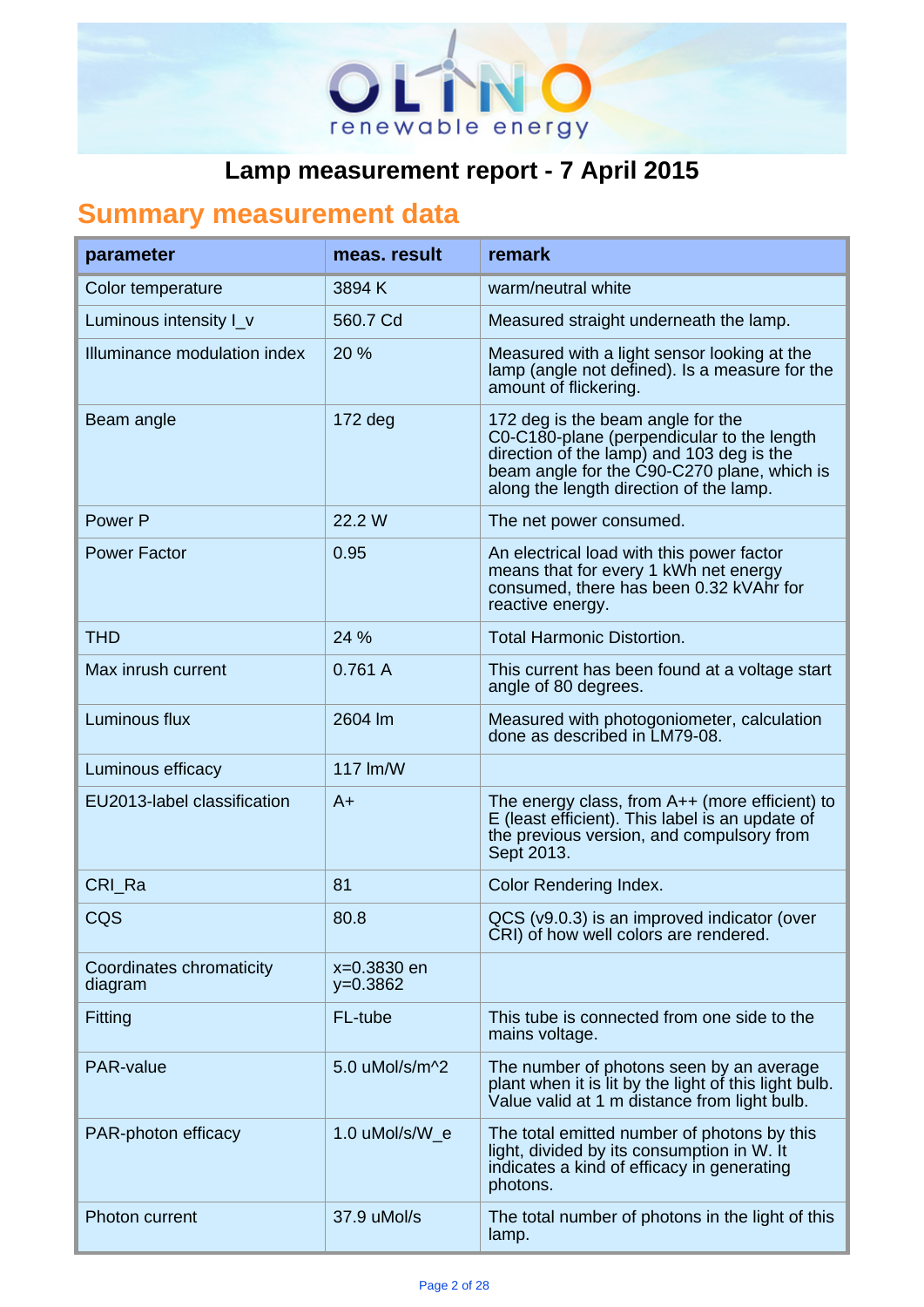# Lamp measurement report - 7 April 2015

## Summary measurement data

| parameter | meas. result | remark |
|---|---|---|
| Color temperature | 3894 K | warm/neutral white |
| Luminous intensity I_v | 560.7 Cd | Measured straight underneath the lamp. |
| Illuminance modulation index | 20 % | Measured with a light sensor looking at the lamp (angle not defined). Is a measure for the amount of flickering. |
| Beam angle | 172 deg | 172 deg is the beam angle for the C0-C180-plane (perpendicular to the length direction of the lamp) and 103 deg is the beam angle for the C90-C270 plane, which is along the length direction of the lamp. |
| Power P | 22.2 W | The net power consumed. |
| Power Factor | 0.95 | An electrical load with this power factor means that for every 1 kWh net energy consumed, there has been 0.32 kVAhr for reactive energy. |
| THD | 24 % | Total Harmonic Distortion. |
| Max inrush current | 0.761 A | This current has been found at a voltage start angle of 80 degrees. |
| Luminous flux | 2604 lm | Measured with photogoniometer, calculation done as described in LM79-08. |
| Luminous efficacy | 117 lm/W | |
| EU2013-label classification | A+ | The energy class, from A++ (more efficient) to E (least efficient). This label is an update of the previous version, and compulsory from Sept 2013. |
| CRI_Ra | 81 | Color Rendering Index. |
| CQS | 80.8 | QCS (v9.0.3) is an improved indicator (over CRI) of how well colors are rendered. |
| Coordinates chromaticity diagram | x=0.3830 en y=0.3862 | |
| Fitting | FL-tube | This tube is connected from one side to the mains voltage. |
| PAR-value | 5.0 uMol/s/m^2 | The number of photons seen by an average plant when it is lit by the light of this light bulb. Value valid at 1 m distance from light bulb. |
| PAR-photon efficacy | 1.0 uMol/s/W_e | The total emitted number of photons by this light, divided by its consumption in W. It indicates a kind of efficacy in generating photons. |
| Photon current | 37.9 uMol/s | The total number of photons in the light of this lamp. |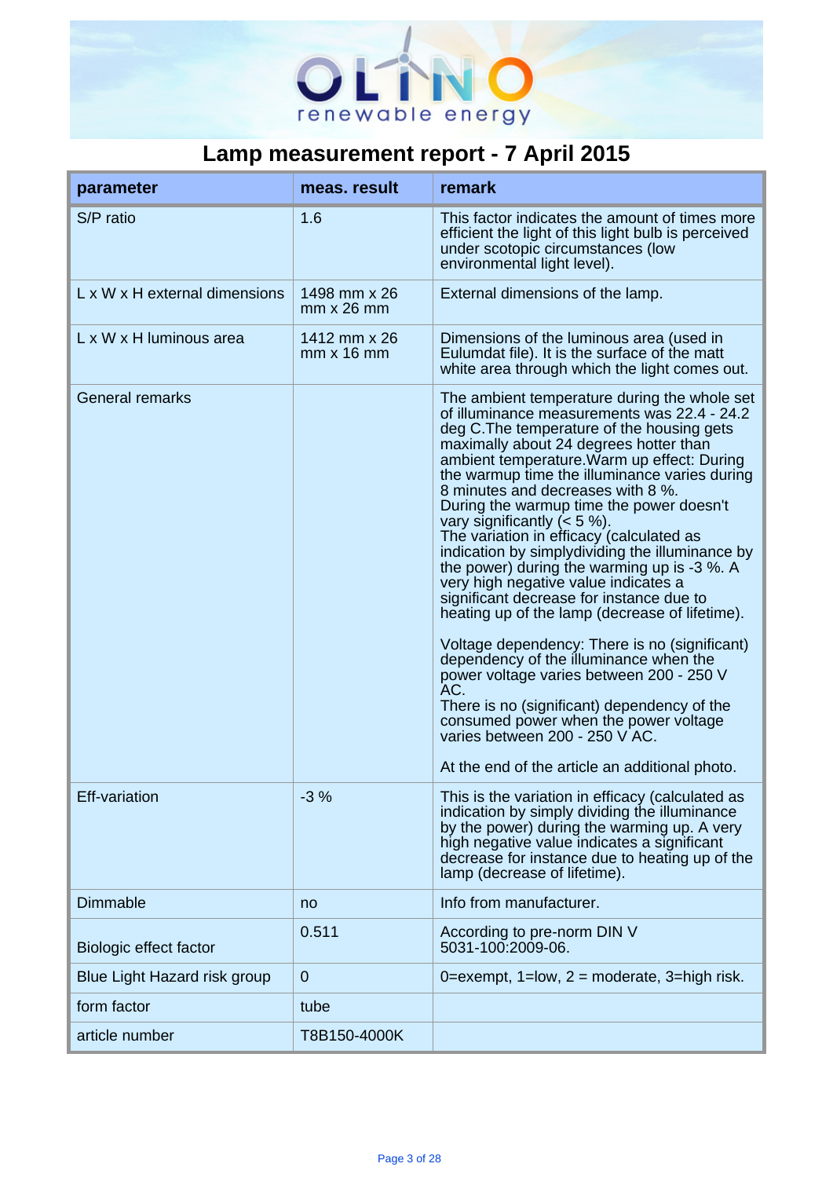# Lamp measurement report - 7 April 2015

| parameter | meas. result | remark |
|---|---|---|
| S/P ratio | 1.6 | This factor indicates the amount of times more efficient the light of this light bulb is perceived under scotopic circumstances (low environmental light level). |
| L x W x H external dimensions | 1498 mm x 26 mm x 26 mm | External dimensions of the lamp. |
| L x W x H luminous area | 1412 mm x 26 mm x 16 mm | Dimensions of the luminous area (used in Eulumdat file). It is the surface of the matt white area through which the light comes out. |
| General remarks | | The ambient temperature during the whole set of illuminance measurements was 22.4 - 24.2 deg C.The temperature of the housing gets maximally about 24 degrees hotter than ambient temperature.Warm up effect: During the warmup time the illuminance varies during 8 minutes and decreases with 8 %. During the warmup time the power doesn't vary significantly (< 5 %). The variation in efficacy (calculated as indication by simplydividing the illuminance by the power) during the warming up is -3 %. A very high negative value indicates a significant decrease for instance due to heating up of the lamp (decrease of lifetime).<br><br>Voltage dependency: There is no (significant) dependency of the illuminance when the power voltage varies between 200 - 250 V AC. There is no (significant) dependency of the consumed power when the power voltage varies between 200 - 250 V AC.<br><br>At the end of the article an additional photo. |
| Eff-variation | -3 % | This is the variation in efficacy (calculated as indication by simply dividing the illuminance by the power) during the warming up. A very high negative value indicates a significant decrease for instance due to heating up of the lamp (decrease of lifetime). |
| Dimmable | no | Info from manufacturer. |
| Biologic effect factor | 0.511 | According to pre-norm DIN V 5031-100:2009-06. |
| Blue Light Hazard risk group | 0 | 0=exempt, 1=low, 2 = moderate, 3=high risk. |
| form factor | tube | |
| article number | T8B150-4000K | |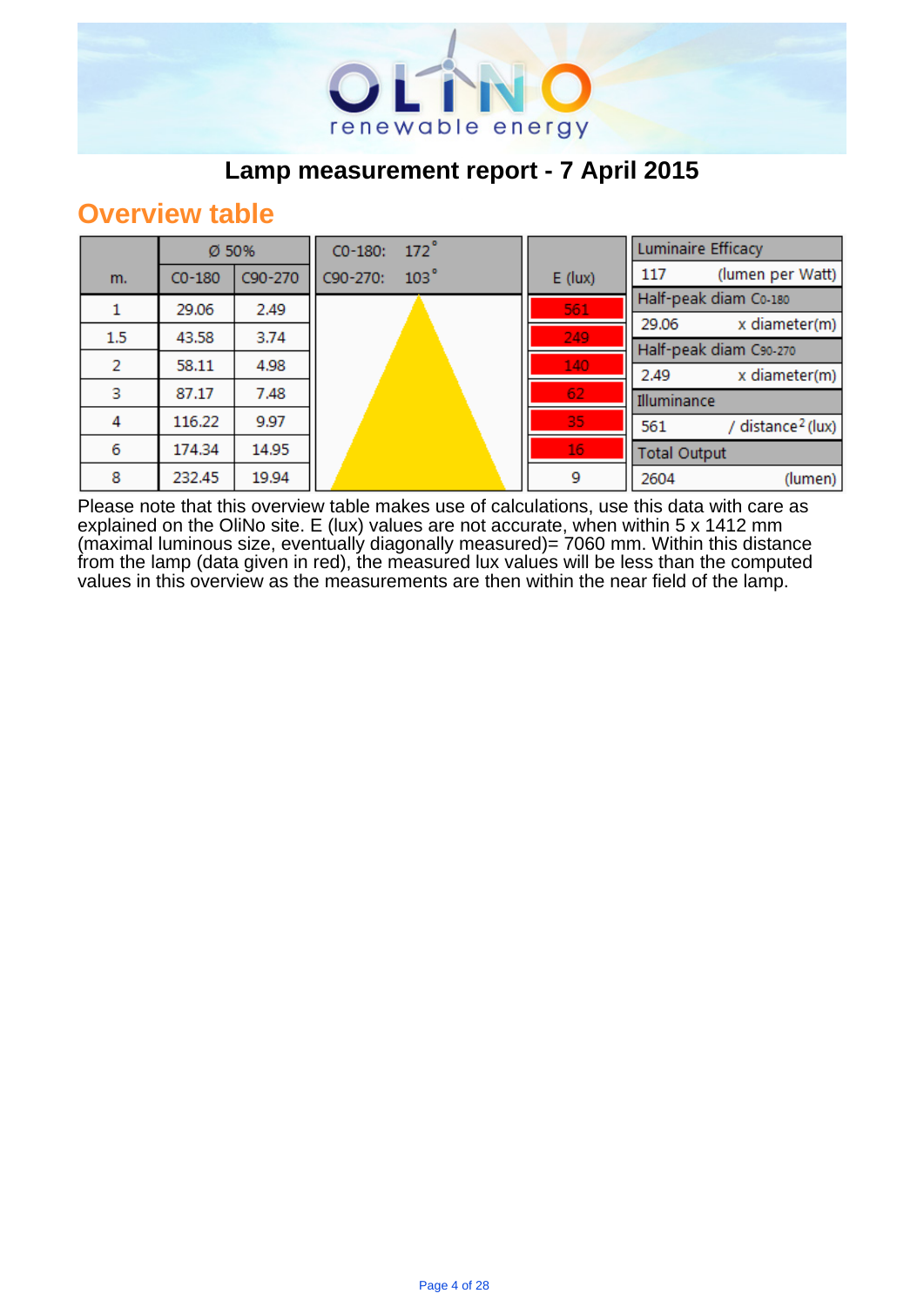**Lamp measurement report - 7 April 2015**

## Overview table

| m. | Ø 50% C0-180 | Ø 50% C90-270 | C0-180: 172° / C90-270: 103° | E (lux) |
|---|---|---|---|---|
| 1 | 29.06 | 2.49 | | 561 |
| 1.5 | 43.58 | 3.74 | | 249 |
| 2 | 58.11 | 4.98 | | 140 |
| 3 | 87.17 | 7.48 | | 62 |
| 4 | 116.22 | 9.97 | | 35 |
| 6 | 174.34 | 14.95 | | 16 |
| 8 | 232.45 | 19.94 | | 9 |

| Luminaire Efficacy | |
|---|---|
| 117 | (lumen per Watt) |
| **Half-peak diam C0-180** | |
| 29.06 | x diameter(m) |
| **Half-peak diam C90-270** | |
| 2.49 | x diameter(m) |
| **Illuminance** | |
| 561 | / distance² (lux) |
| **Total Output** | |
| 2604 | (lumen) |

Please note that this overview table makes use of calculations, use this data with care as explained on the OliNo site. E (lux) values are not accurate, when within 5 x 1412 mm (maximal luminous size, eventually diagonally measured)= 7060 mm. Within this distance from the lamp (data given in red), the measured lux values will be less than the computed values in this overview as the measurements are then within the near field of the lamp.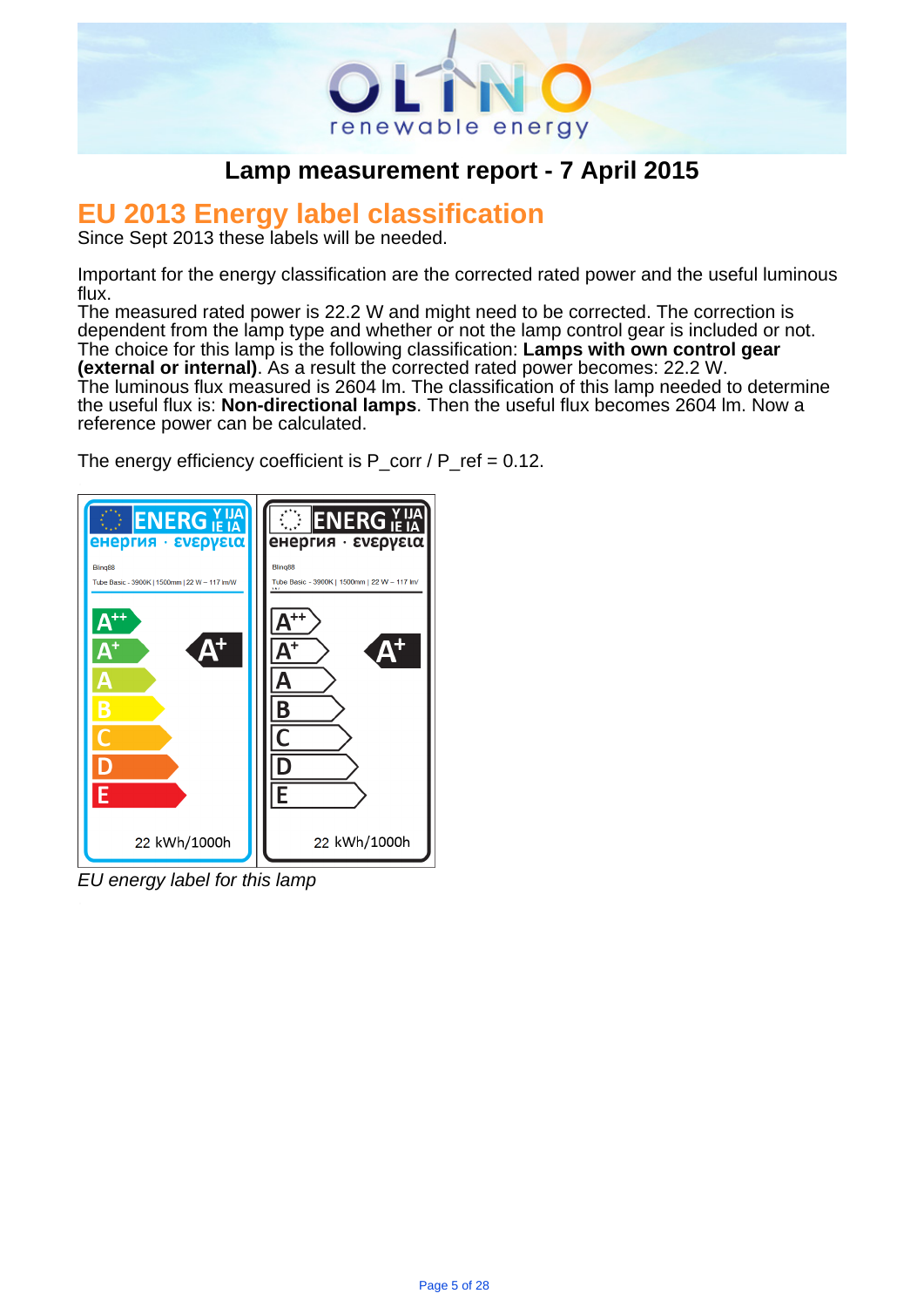# Lamp measurement report - 7 April 2015

## EU 2013 Energy label classification

Since Sept 2013 these labels will be needed.

Important for the energy classification are the corrected rated power and the useful luminous flux.
The measured rated power is 22.2 W and might need to be corrected. The correction is dependent from the lamp type and whether or not the lamp control gear is included or not. The choice for this lamp is the following classification: **Lamps with own control gear (external or internal)**. As a result the corrected rated power becomes: 22.2 W.
The luminous flux measured is 2604 lm. The classification of this lamp needed to determine the useful flux is: **Non-directional lamps**. Then the useful flux becomes 2604 lm. Now a reference power can be calculated.

The energy efficiency coefficient is P_corr / P_ref = 0.12.

*EU energy label for this lamp*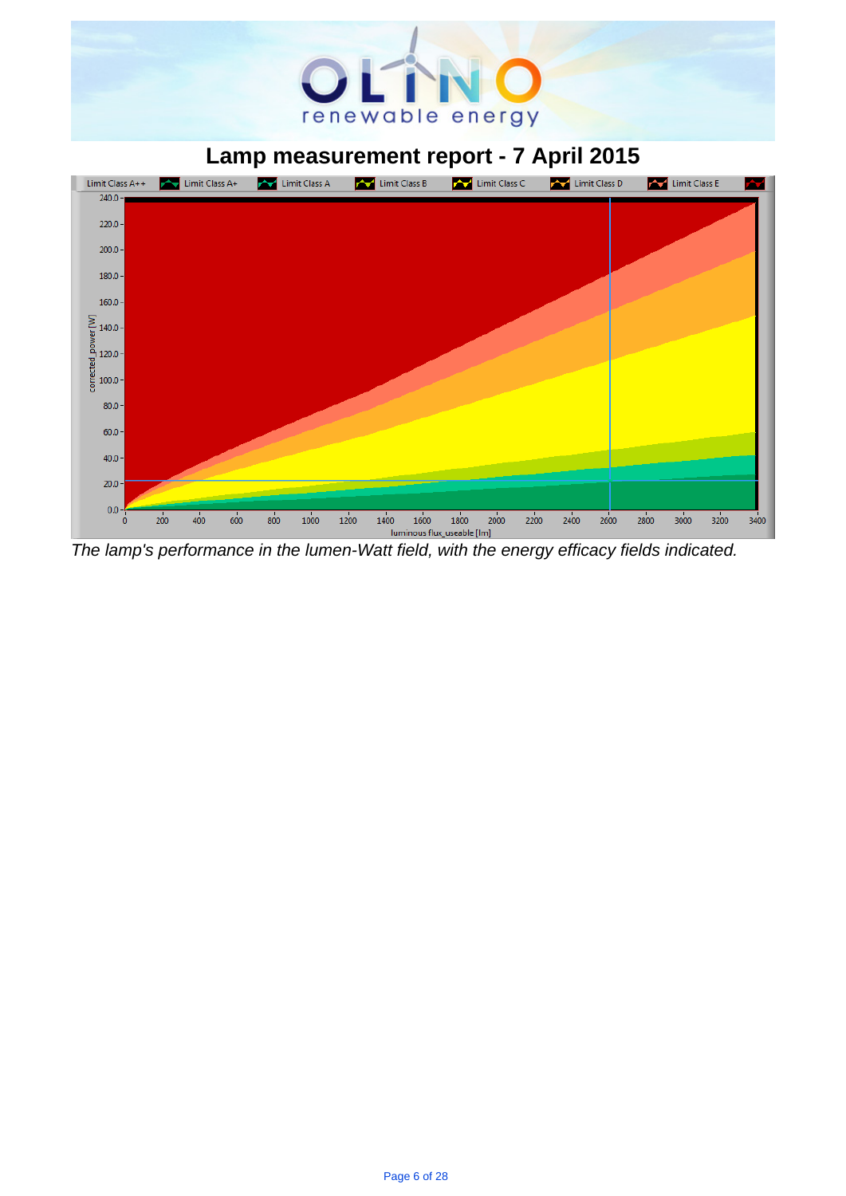# Lamp measurement report - 7 April 2015

Limit Class A++ | Limit Class A+ | Limit Class A | Limit Class B | Limit Class C | Limit Class D | Limit Class E

corrected_power [W]

luminous flux_useable [lm]

*The lamp's performance in the lumen-Watt field, with the energy efficacy fields indicated.*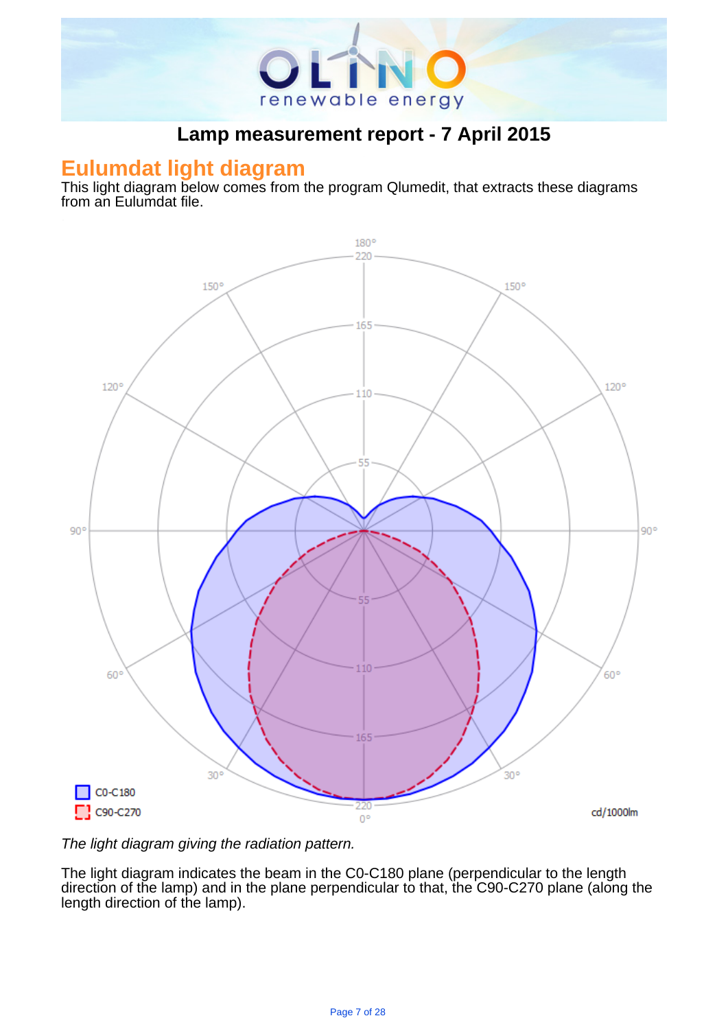# Lamp measurement report - 7 April 2015

## Eulumdat light diagram

This light diagram below comes from the program Qlumedit, that extracts these diagrams from an Eulumdat file.

*The light diagram giving the radiation pattern.*

The light diagram indicates the beam in the C0-C180 plane (perpendicular to the length direction of the lamp) and in the plane perpendicular to that, the C90-C270 plane (along the length direction of the lamp).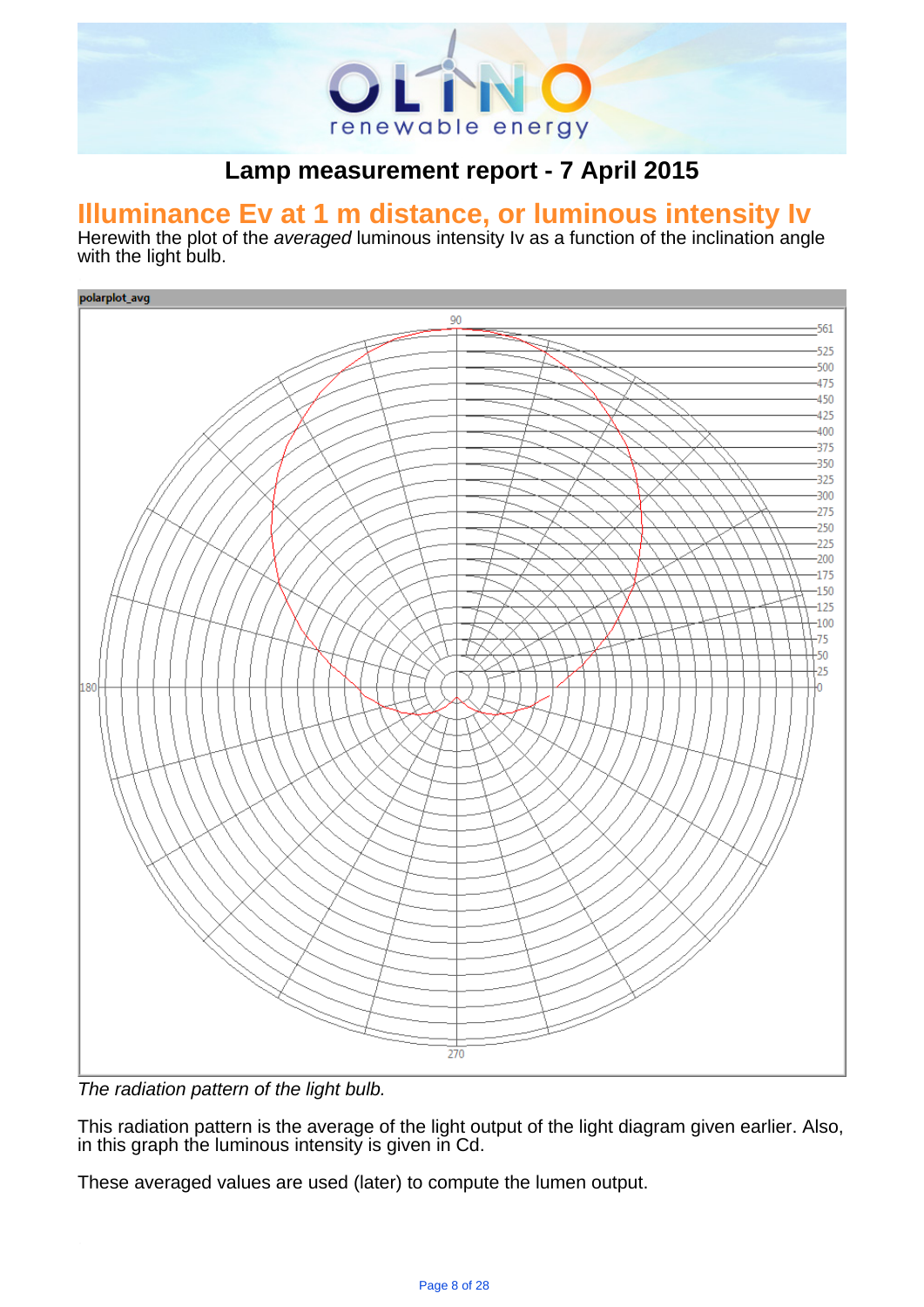# Lamp measurement report - 7 April 2015

## Illuminance Ev at 1 m distance, or luminous intensity Iv

Herewith the plot of the *averaged* luminous intensity Iv as a function of the inclination angle with the light bulb.

*The radiation pattern of the light bulb.*

This radiation pattern is the average of the light output of the light diagram given earlier. Also, in this graph the luminous intensity is given in Cd.

These averaged values are used (later) to compute the lumen output.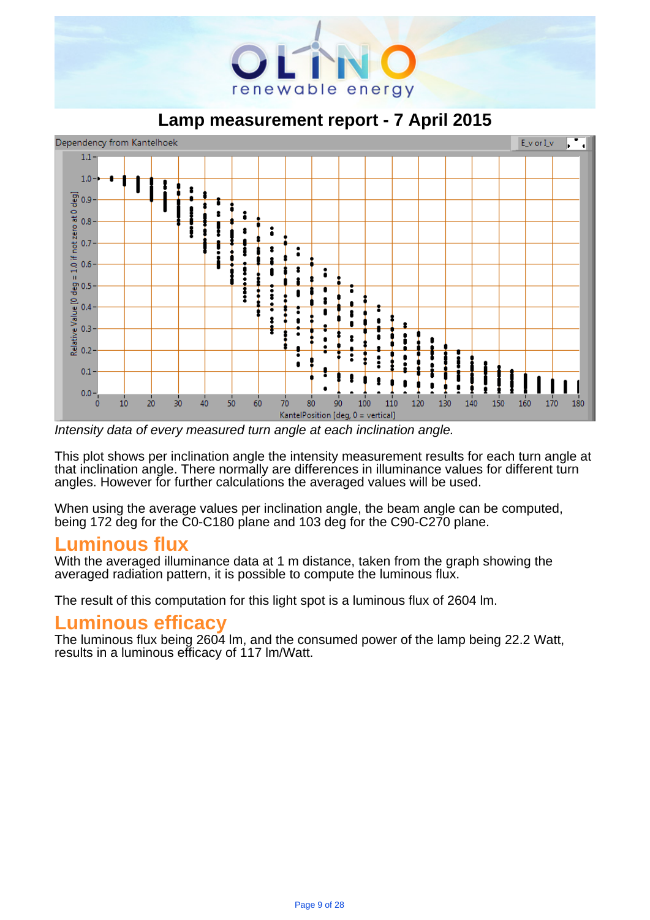# Lamp measurement report - 7 April 2015

*Intensity data of every measured turn angle at each inclination angle.*

This plot shows per inclination angle the intensity measurement results for each turn angle at that inclination angle. There normally are differences in illuminance values for different turn angles. However for further calculations the averaged values will be used.

When using the average values per inclination angle, the beam angle can be computed, being 172 deg for the C0-C180 plane and 103 deg for the C90-C270 plane.

## Luminous flux

With the averaged illuminance data at 1 m distance, taken from the graph showing the averaged radiation pattern, it is possible to compute the luminous flux.

The result of this computation for this light spot is a luminous flux of 2604 lm.

## Luminous efficacy

The luminous flux being 2604 lm, and the consumed power of the lamp being 22.2 Watt, results in a luminous efficacy of 117 lm/Watt.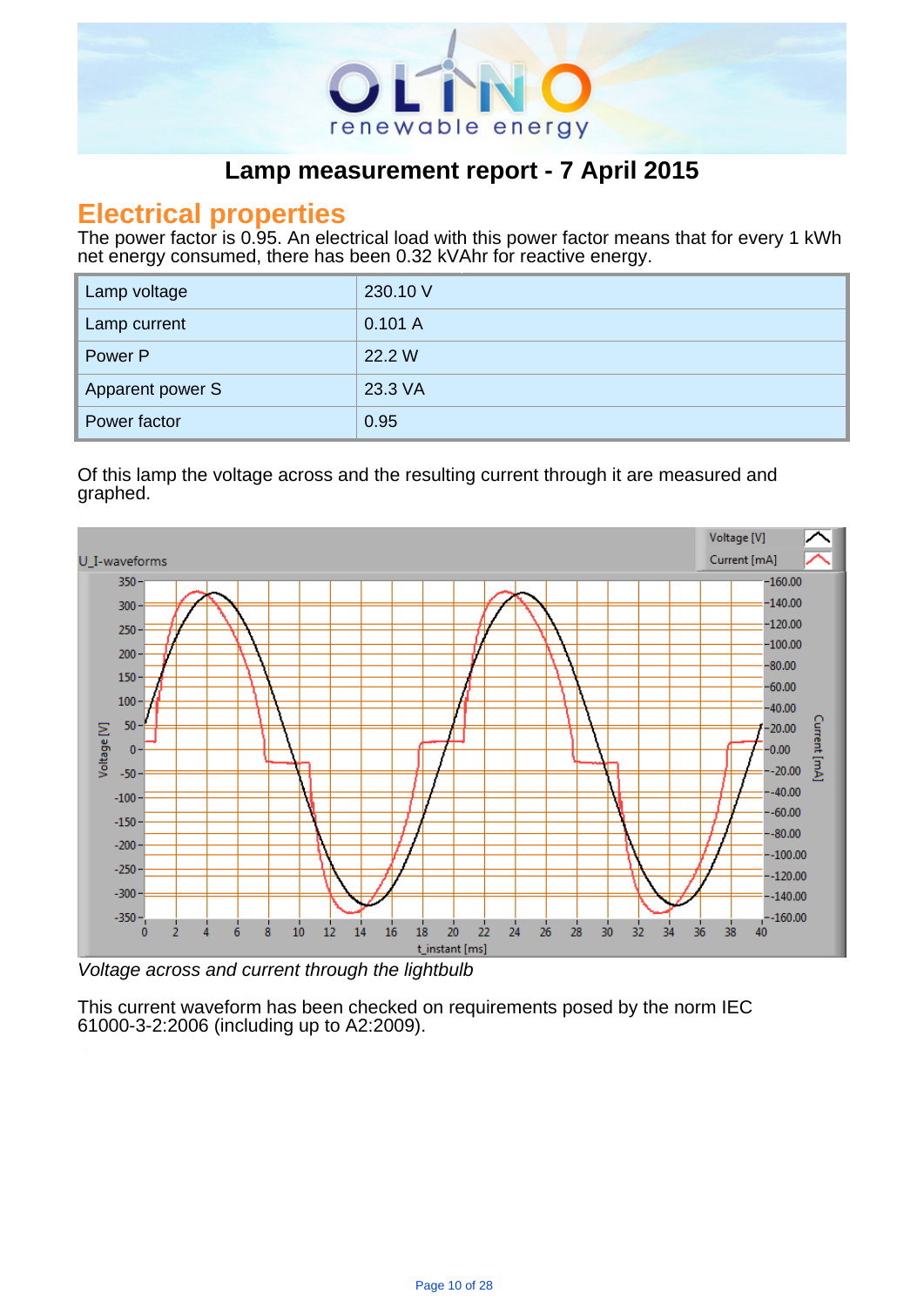# Lamp measurement report - 7 April 2015

## Electrical properties

The power factor is 0.95. An electrical load with this power factor means that for every 1 kWh net energy consumed, there has been 0.32 kVAhr for reactive energy.

| Lamp voltage | 230.10 V |
|---|---|
| Lamp current | 0.101 A |
| Power P | 22.2 W |
| Apparent power S | 23.3 VA |
| Power factor | 0.95 |

Of this lamp the voltage across and the resulting current through it are measured and graphed.

*Voltage across and current through the lightbulb*

This current waveform has been checked on requirements posed by the norm IEC 61000-3-2:2006 (including up to A2:2009).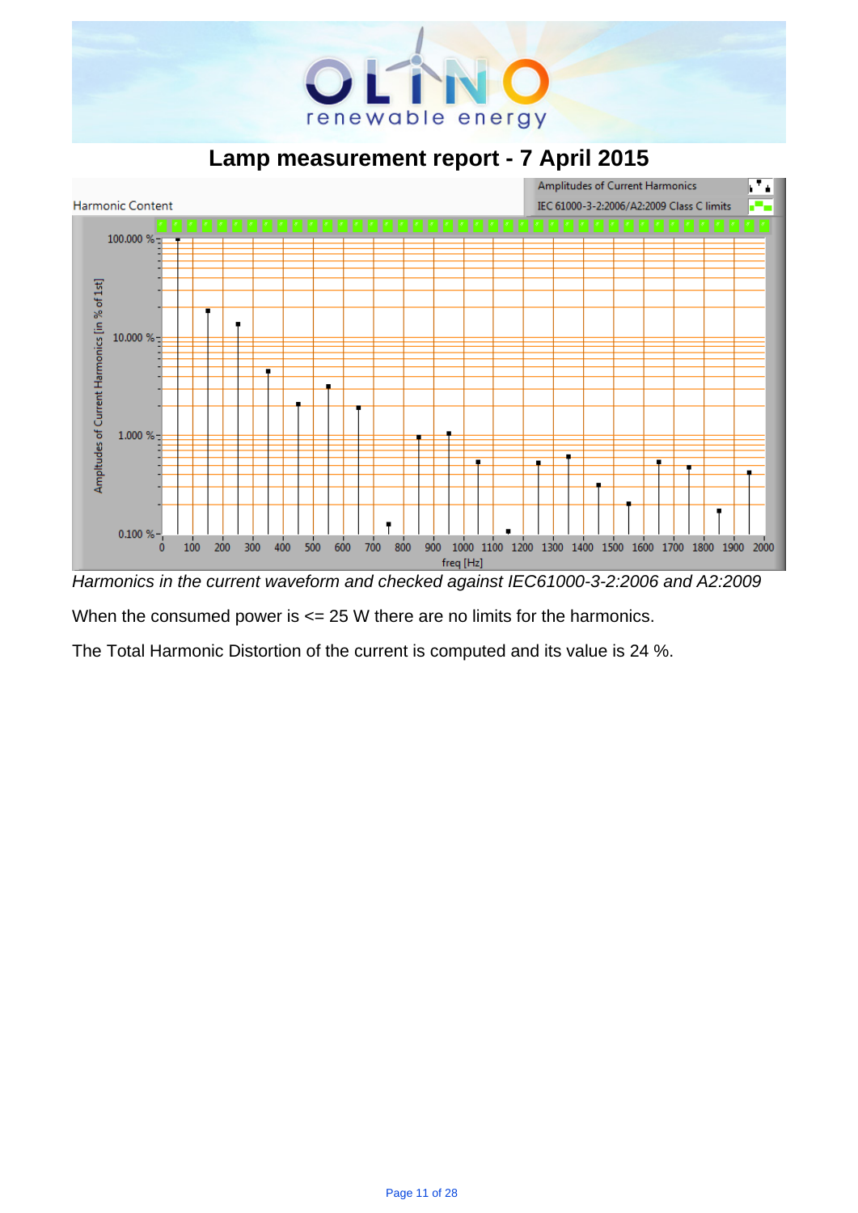# Lamp measurement report - 7 April 2015

*Harmonics in the current waveform and checked against IEC61000-3-2:2006 and A2:2009*

When the consumed power is <= 25 W there are no limits for the harmonics.

The Total Harmonic Distortion of the current is computed and its value is 24 %.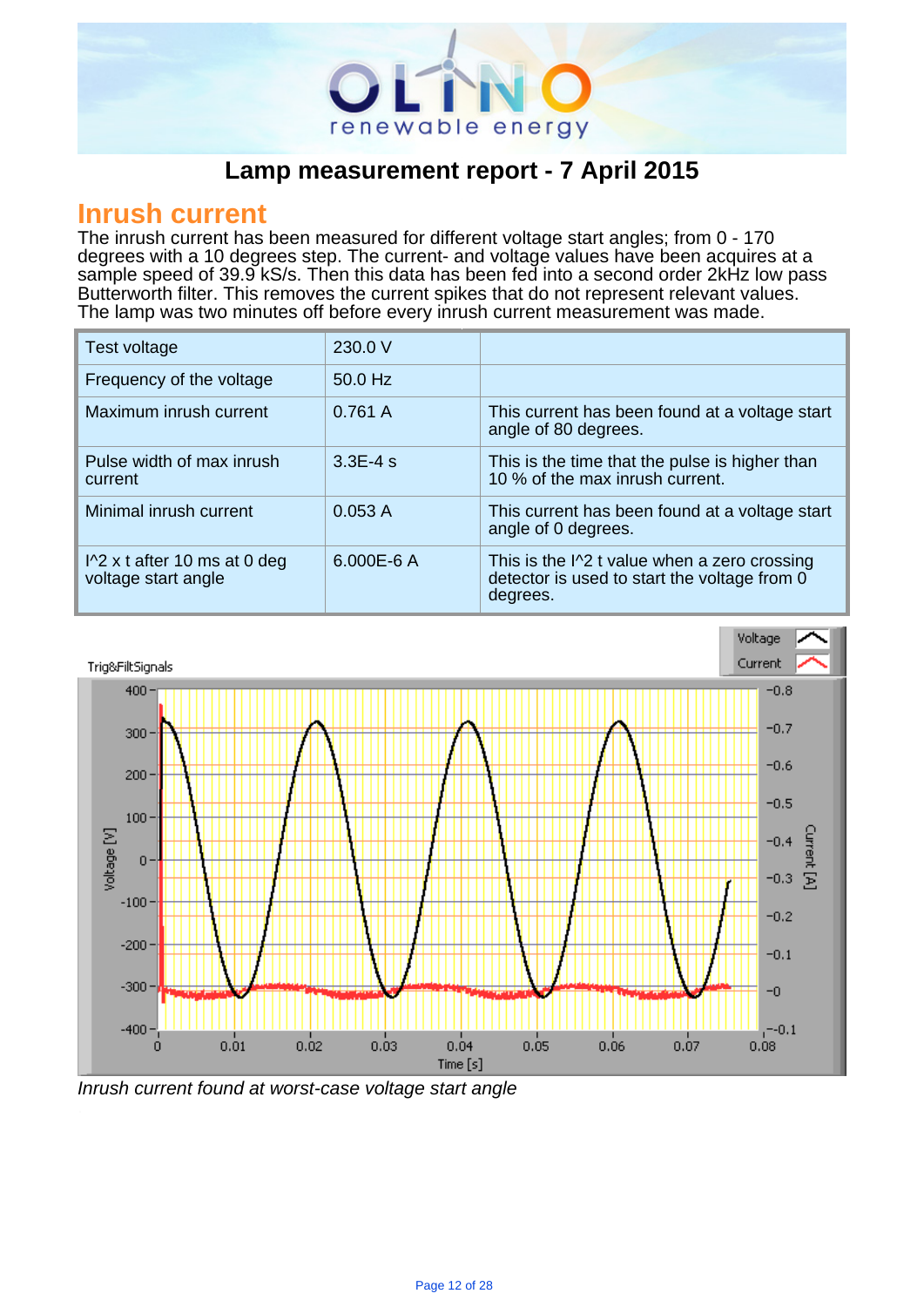## Lamp measurement report - 7 April 2015

# Inrush current

The inrush current has been measured for different voltage start angles; from 0 - 170 degrees with a 10 degrees step. The current- and voltage values have been acquires at a sample speed of 39.9 kS/s. Then this data has been fed into a second order 2kHz low pass Butterworth filter. This removes the current spikes that do not represent relevant values. The lamp was two minutes off before every inrush current measurement was made.

| | | |
|---|---|---|
| Test voltage | 230.0 V | |
| Frequency of the voltage | 50.0 Hz | |
| Maximum inrush current | 0.761 A | This current has been found at a voltage start angle of 80 degrees. |
| Pulse width of max inrush current | 3.3E-4 s | This is the time that the pulse is higher than 10 % of the max inrush current. |
| Minimal inrush current | 0.053 A | This current has been found at a voltage start angle of 0 degrees. |
| I^2 x t after 10 ms at 0 deg voltage start angle | 6.000E-6 A | This is the I^2 t value when a zero crossing detector is used to start the voltage from 0 degrees. |

*Inrush current found at worst-case voltage start angle*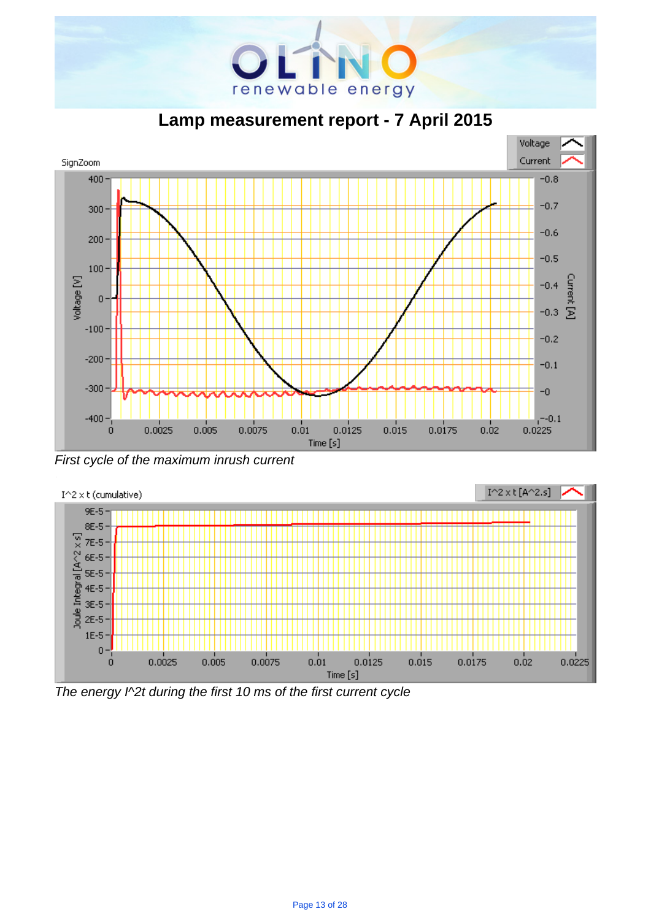# Lamp measurement report - 7 April 2015

*First cycle of the maximum inrush current*

*The energy I^2t during the first 10 ms of the first current cycle*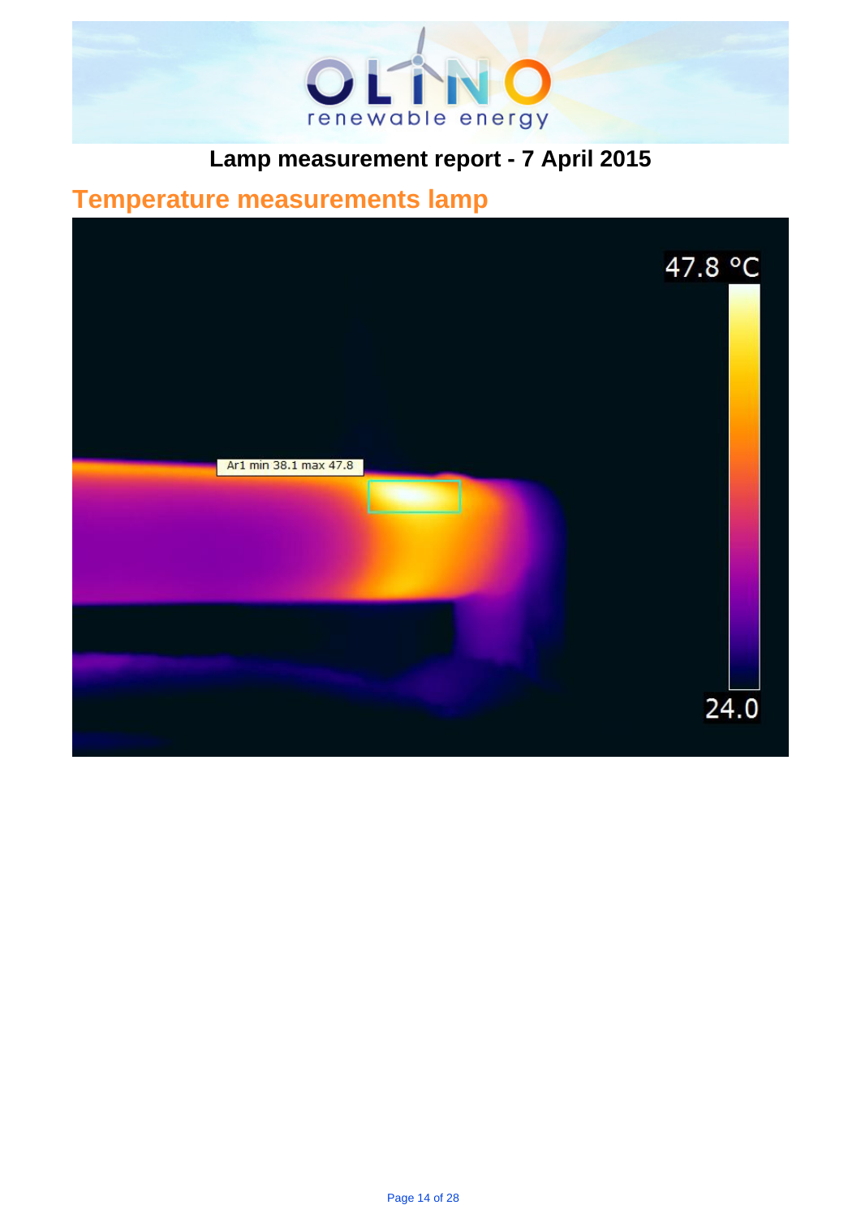**Lamp measurement report - 7 April 2015**

## Temperature measurements lamp

Ar1 min 38.1 max 47.8

47.8 °C

24.0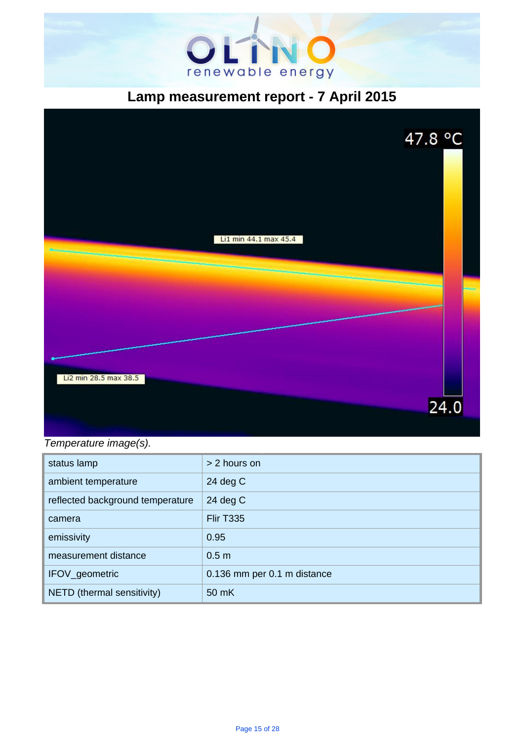# Lamp measurement report - 7 April 2015

*Temperature image(s).*

| status lamp | > 2 hours on |
|---|---|
| ambient temperature | 24 deg C |
| reflected background temperature | 24 deg C |
| camera | Flir T335 |
| emissivity | 0.95 |
| measurement distance | 0.5 m |
| IFOV_geometric | 0.136 mm per 0.1 m distance |
| NETD (thermal sensitivity) | 50 mK |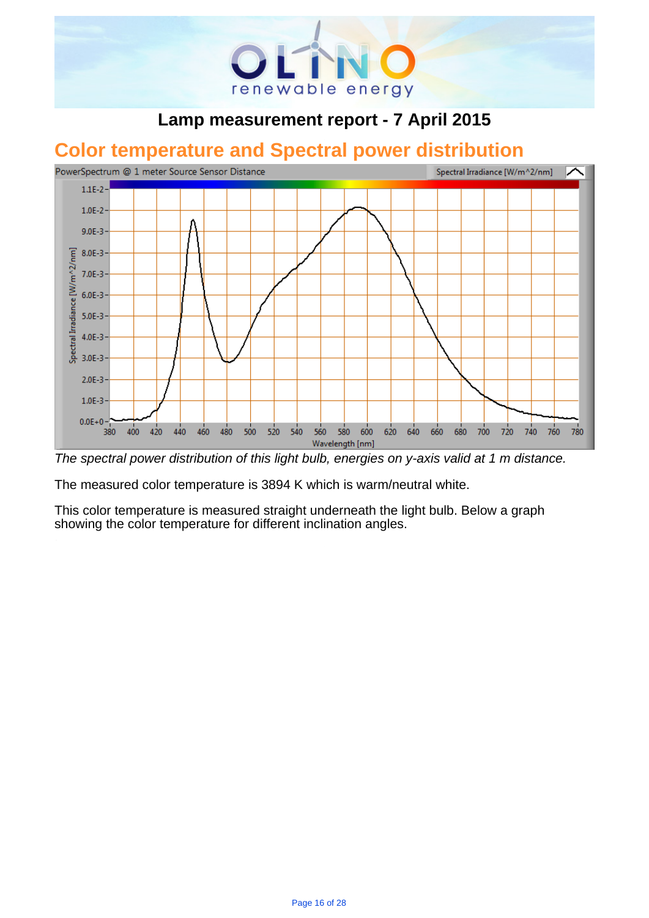# Lamp measurement report - 7 April 2015

## Color temperature and Spectral power distribution

*The spectral power distribution of this light bulb, energies on y-axis valid at 1 m distance.*

The measured color temperature is 3894 K which is warm/neutral white.

This color temperature is measured straight underneath the light bulb. Below a graph showing the color temperature for different inclination angles.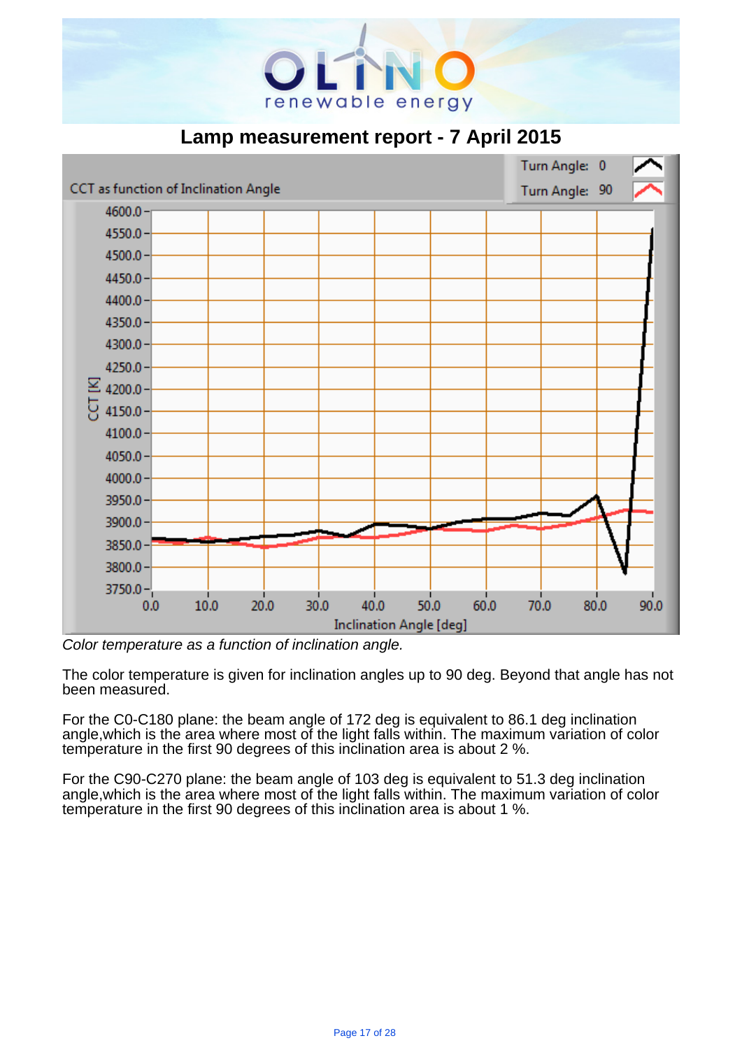# Lamp measurement report - 7 April 2015

*Color temperature as a function of inclination angle.*

The color temperature is given for inclination angles up to 90 deg. Beyond that angle has not been measured.

For the C0-C180 plane: the beam angle of 172 deg is equivalent to 86.1 deg inclination angle,which is the area where most of the light falls within. The maximum variation of color temperature in the first 90 degrees of this inclination area is about 2 %.

For the C90-C270 plane: the beam angle of 103 deg is equivalent to 51.3 deg inclination angle,which is the area where most of the light falls within. The maximum variation of color temperature in the first 90 degrees of this inclination area is about 1 %.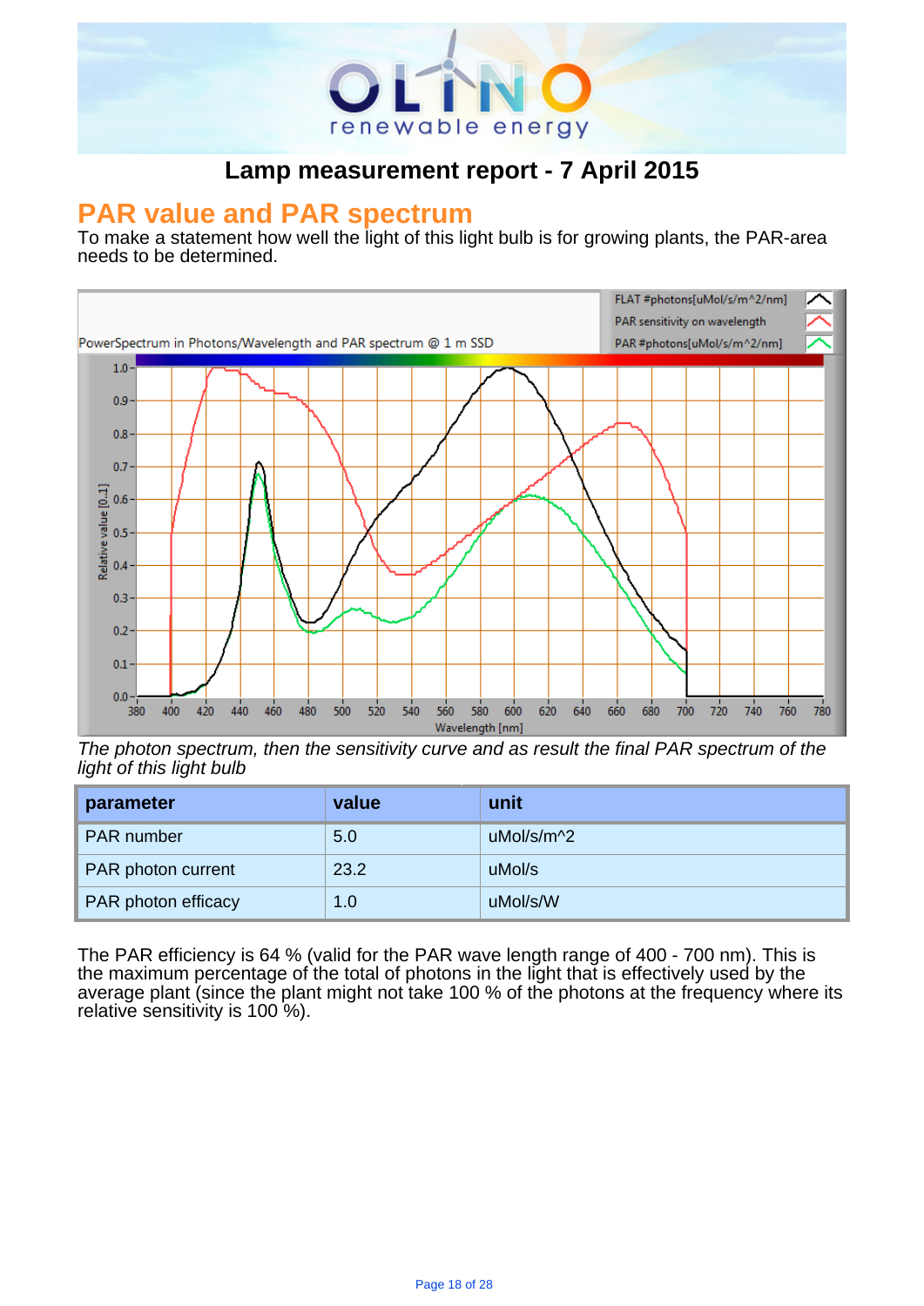## Lamp measurement report - 7 April 2015

# PAR value and PAR spectrum

To make a statement how well the light of this light bulb is for growing plants, the PAR-area needs to be determined.

*The photon spectrum, then the sensitivity curve and as result the final PAR spectrum of the light of this light bulb*

| parameter | value | unit |
|---|---|---|
| PAR number | 5.0 | uMol/s/m^2 |
| PAR photon current | 23.2 | uMol/s |
| PAR photon efficacy | 1.0 | uMol/s/W |

The PAR efficiency is 64 % (valid for the PAR wave length range of 400 - 700 nm). This is the maximum percentage of the total of photons in the light that is effectively used by the average plant (since the plant might not take 100 % of the photons at the frequency where its relative sensitivity is 100 %).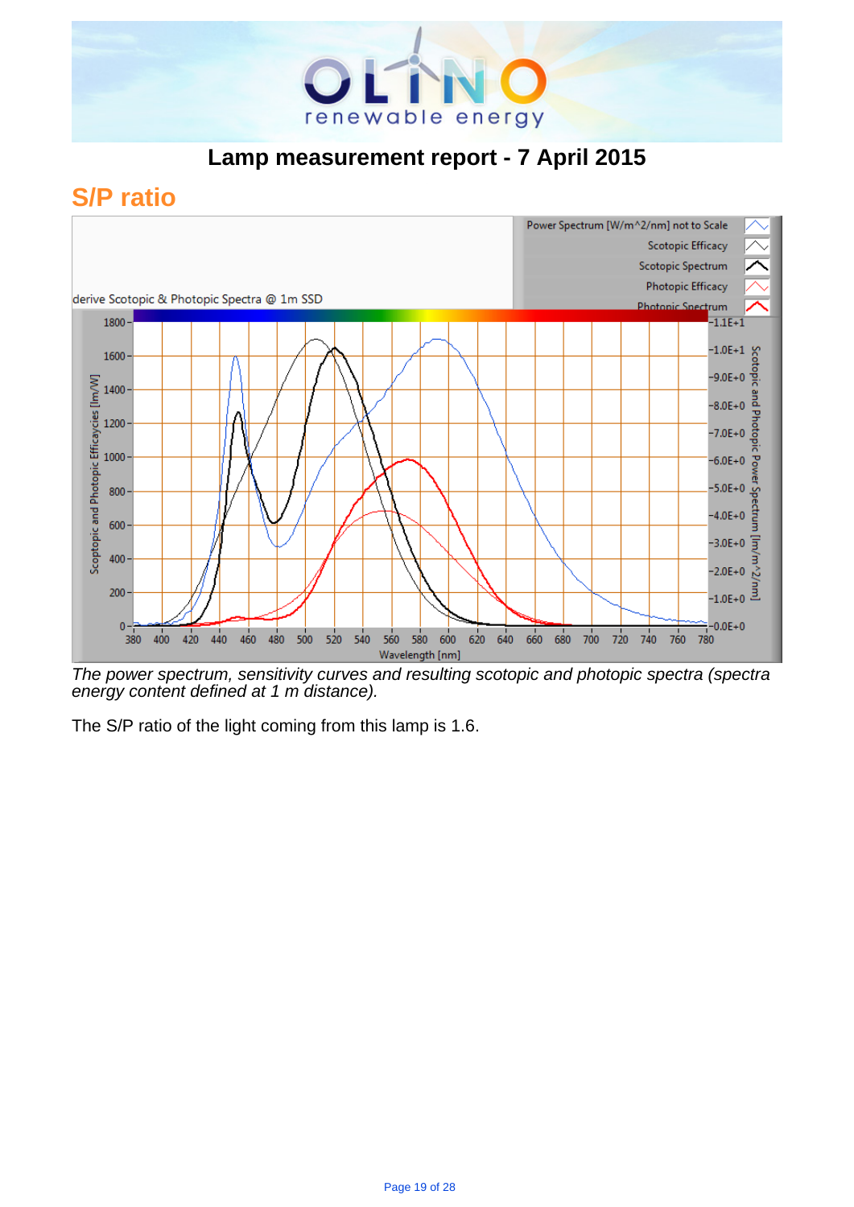# Lamp measurement report - 7 April 2015

## S/P ratio

*The power spectrum, sensitivity curves and resulting scotopic and photopic spectra (spectra energy content defined at 1 m distance).*

The S/P ratio of the light coming from this lamp is 1.6.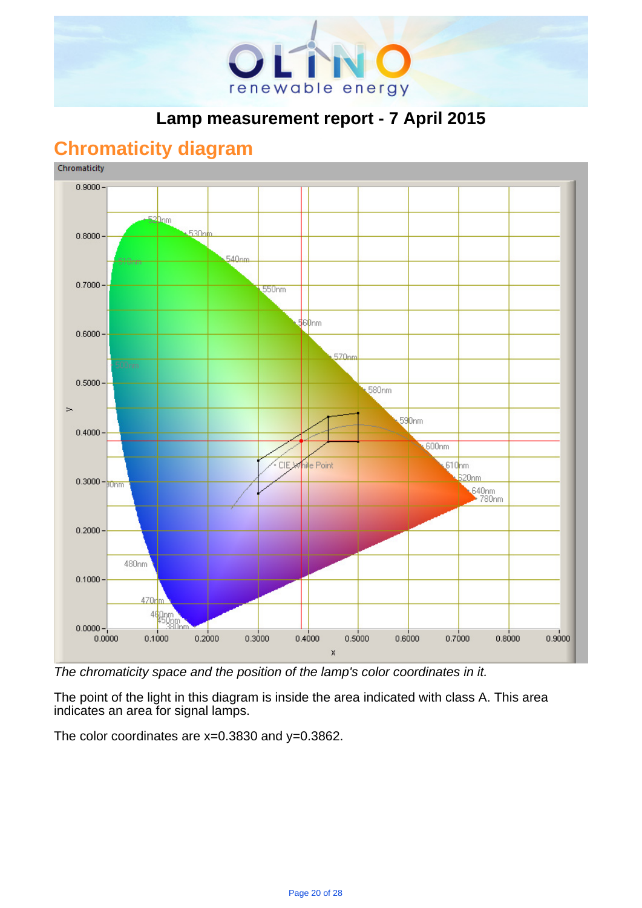## Lamp measurement report - 7 April 2015

# Chromaticity diagram

*The chromaticity space and the position of the lamp's color coordinates in it.*

The point of the light in this diagram is inside the area indicated with class A. This area indicates an area for signal lamps.

The color coordinates are x=0.3830 and y=0.3862.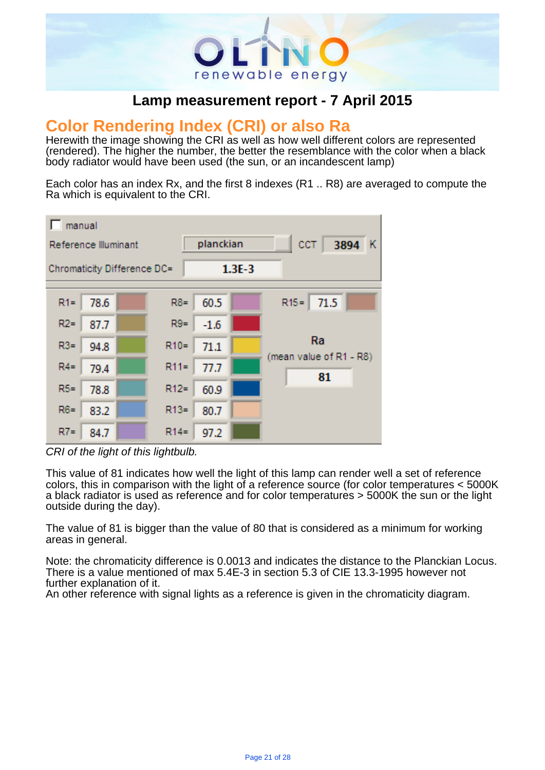# Lamp measurement report - 7 April 2015

## Color Rendering Index (CRI) or also Ra

Herewith the image showing the CRI as well as how well different colors are represented (rendered). The higher the number, the better the resemblance with the color when a black body radiator would have been used (the sun, or an incandescent lamp)

Each color has an index Rx, and the first 8 indexes (R1 .. R8) are averaged to compute the Ra which is equivalent to the CRI.

| manual | | | |
|---|---|---|---|
| Reference Illuminant | planckian | CCT | 3894 K |
| Chromaticity Difference DC= | 1.3E-3 | | |

| Index | Value | Index | Value | Index | Value |
|---|---|---|---|---|---|
| R1= | 78.6 | R8= | 60.5 | R15= | 71.5 |
| R2= | 87.7 | R9= | -1.6 | | |
| R3= | 94.8 | R10= | 71.1 | Ra (mean value of R1 - R8) | 81 |
| R4= | 79.4 | R11= | 77.7 | | |
| R5= | 78.8 | R12= | 60.9 | | |
| R6= | 83.2 | R13= | 80.7 | | |
| R7= | 84.7 | R14= | 97.2 | | |

*CRI of the light of this lightbulb.*

This value of 81 indicates how well the light of this lamp can render well a set of reference colors, this in comparison with the light of a reference source (for color temperatures < 5000K a black radiator is used as reference and for color temperatures > 5000K the sun or the light outside during the day).

The value of 81 is bigger than the value of 80 that is considered as a minimum for working areas in general.

Note: the chromaticity difference is 0.0013 and indicates the distance to the Planckian Locus. There is a value mentioned of max 5.4E-3 in section 5.3 of CIE 13.3-1995 however not further explanation of it.
An other reference with signal lights as a reference is given in the chromaticity diagram.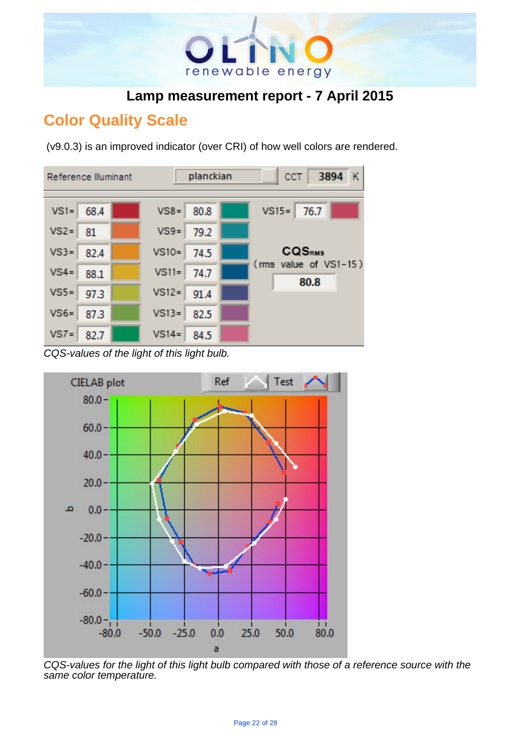## Lamp measurement report - 7 April 2015

# Color Quality Scale

(v9.0.3) is an improved indicator (over CRI) of how well colors are rendered.

Reference Illuminant: planckian — CCT 3894 K

| | | | | | |
|---|---|---|---|---|---|
| VS1= | 68.4 | VS8= | 80.8 | VS15= | 76.7 |
| VS2= | 81 | VS9= | 79.2 | | |
| VS3= | 82.4 | VS10= | 74.5 | | |
| VS4= | 88.1 | VS11= | 74.7 | | |
| VS5= | 97.3 | VS12= | 91.4 | | |
| VS6= | 87.3 | VS13= | 82.5 | | |
| VS7= | 82.7 | VS14= | 84.5 | | |

$CQS_{RMS}$ (rms value of VS1-15): **80.8**

*CQS-values of the light of this light bulb.*

*CQS-values for the light of this light bulb compared with those of a reference source with the same color temperature.*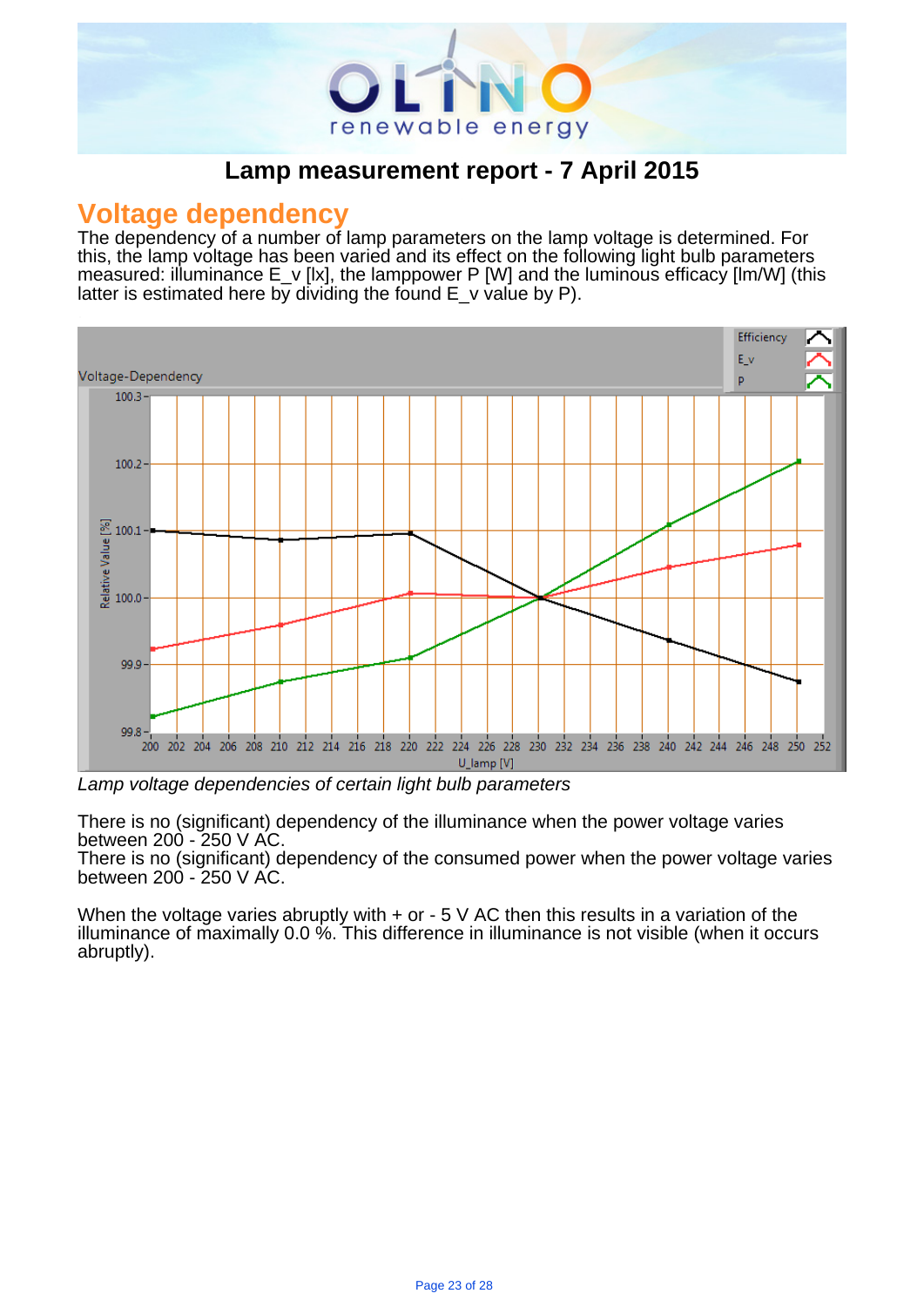## Lamp measurement report - 7 April 2015

# Voltage dependency

The dependency of a number of lamp parameters on the lamp voltage is determined. For this, the lamp voltage has been varied and its effect on the following light bulb parameters measured: illuminance E_v [lx], the lamppower P [W] and the luminous efficacy [lm/W] (this latter is estimated here by dividing the found E_v value by P).

*Lamp voltage dependencies of certain light bulb parameters*

There is no (significant) dependency of the illuminance when the power voltage varies between 200 - 250 V AC.
There is no (significant) dependency of the consumed power when the power voltage varies between 200 - 250 V AC.

When the voltage varies abruptly with + or - 5 V AC then this results in a variation of the illuminance of maximally 0.0 %. This difference in illuminance is not visible (when it occurs abruptly).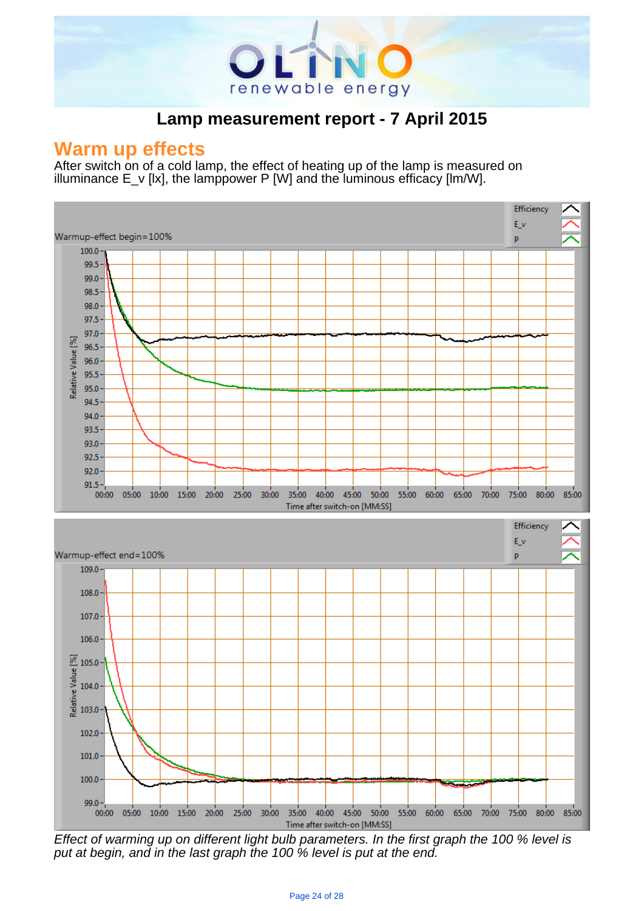# Lamp measurement report - 7 April 2015

## Warm up effects

After switch on of a cold lamp, the effect of heating up of the lamp is measured on illuminance E_v [lx], the lamppower P [W] and the luminous efficacy [lm/W].

*Effect of warming up on different light bulb parameters. In the first graph the 100 % level is put at begin, and in the last graph the 100 % level is put at the end.*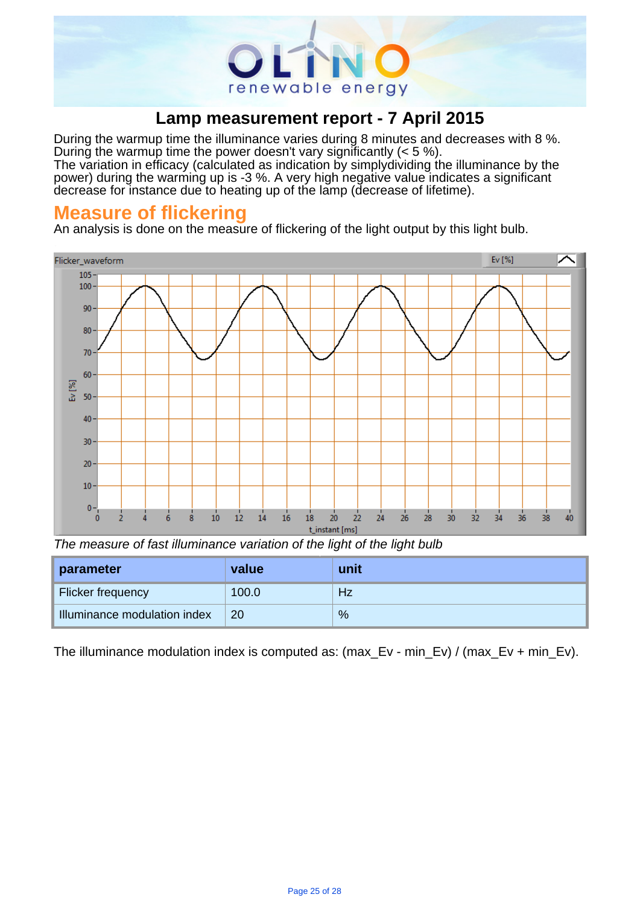# Lamp measurement report - 7 April 2015

During the warmup time the illuminance varies during 8 minutes and decreases with 8 %.
During the warmup time the power doesn't vary significantly (< 5 %).
The variation in efficacy (calculated as indication by simplydividing the illuminance by the power) during the warming up is -3 %. A very high negative value indicates a significant decrease for instance due to heating up of the lamp (decrease of lifetime).

## Measure of flickering

An analysis is done on the measure of flickering of the light output by this light bulb.

*The measure of fast illuminance variation of the light of the light bulb*

| parameter | value | unit |
|---|---|---|
| Flicker frequency | 100.0 | Hz |
| Illuminance modulation index | 20 | % |

The illuminance modulation index is computed as: (max_Ev - min_Ev) / (max_Ev + min_Ev).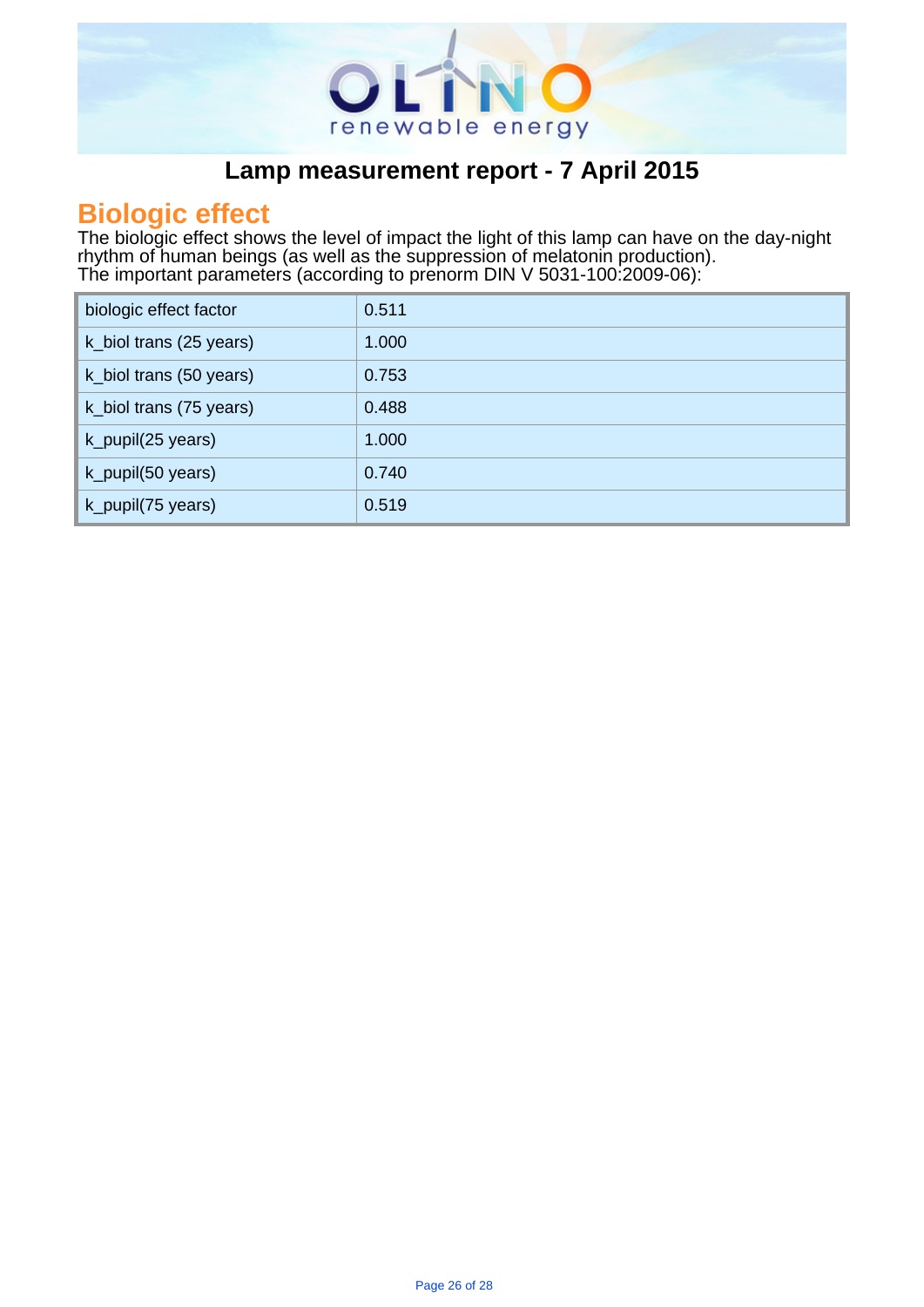# Lamp measurement report - 7 April 2015

## Biologic effect

The biologic effect shows the level of impact the light of this lamp can have on the day-night rhythm of human beings (as well as the suppression of melatonin production).
The important parameters (according to prenorm DIN V 5031-100:2009-06):

| | |
|---|---|
| biologic effect factor | 0.511 |
| k_biol trans (25 years) | 1.000 |
| k_biol trans (50 years) | 0.753 |
| k_biol trans (75 years) | 0.488 |
| k_pupil(25 years) | 1.000 |
| k_pupil(50 years) | 0.740 |
| k_pupil(75 years) | 0.519 |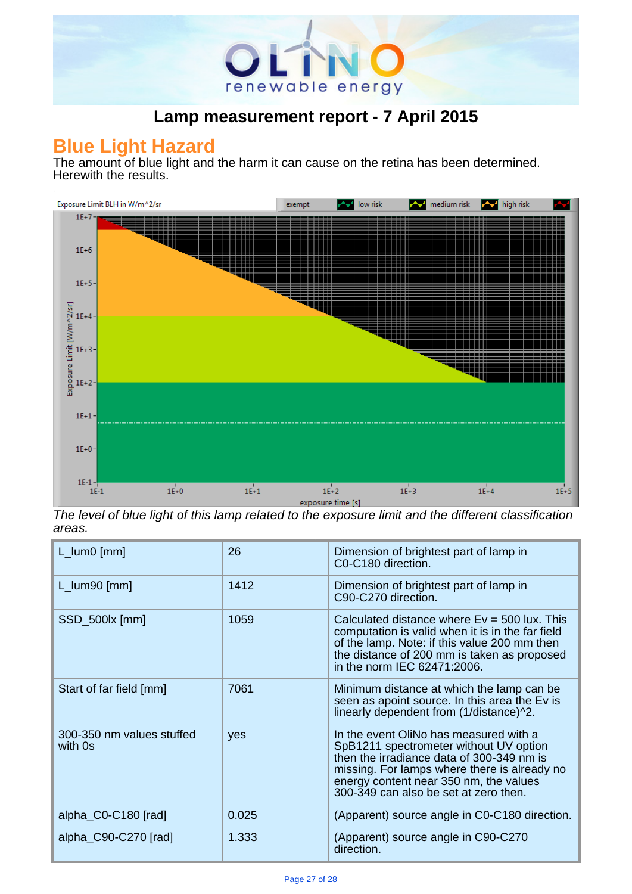# Lamp measurement report - 7 April 2015

## Blue Light Hazard

The amount of blue light and the harm it can cause on the retina has been determined. Herewith the results.

*The level of blue light of this lamp related to the exposure limit and the different classification areas.*

| L_lum0 [mm] | 26 | Dimension of brightest part of lamp in C0-C180 direction. |
|---|---|---|
| L_lum90 [mm] | 1412 | Dimension of brightest part of lamp in C90-C270 direction. |
| SSD_500lx [mm] | 1059 | Calculated distance where Ev = 500 lux. This computation is valid when it is in the far field of the lamp. Note: if this value 200 mm then the distance of 200 mm is taken as proposed in the norm IEC 62471:2006. |
| Start of far field [mm] | 7061 | Minimum distance at which the lamp can be seen as apoint source. In this area the Ev is linearly dependent from (1/distance)^2. |
| 300-350 nm values stuffed with 0s | yes | In the event OliNo has measured with a SpB1211 spectrometer without UV option then the irradiance data of 300-349 nm is missing. For lamps where there is already no energy content near 350 nm, the values 300-349 can also be set at zero then. |
| alpha_C0-C180 [rad] | 0.025 | (Apparent) source angle in C0-C180 direction. |
| alpha_C90-C270 [rad] | 1.333 | (Apparent) source angle in C90-C270 direction. |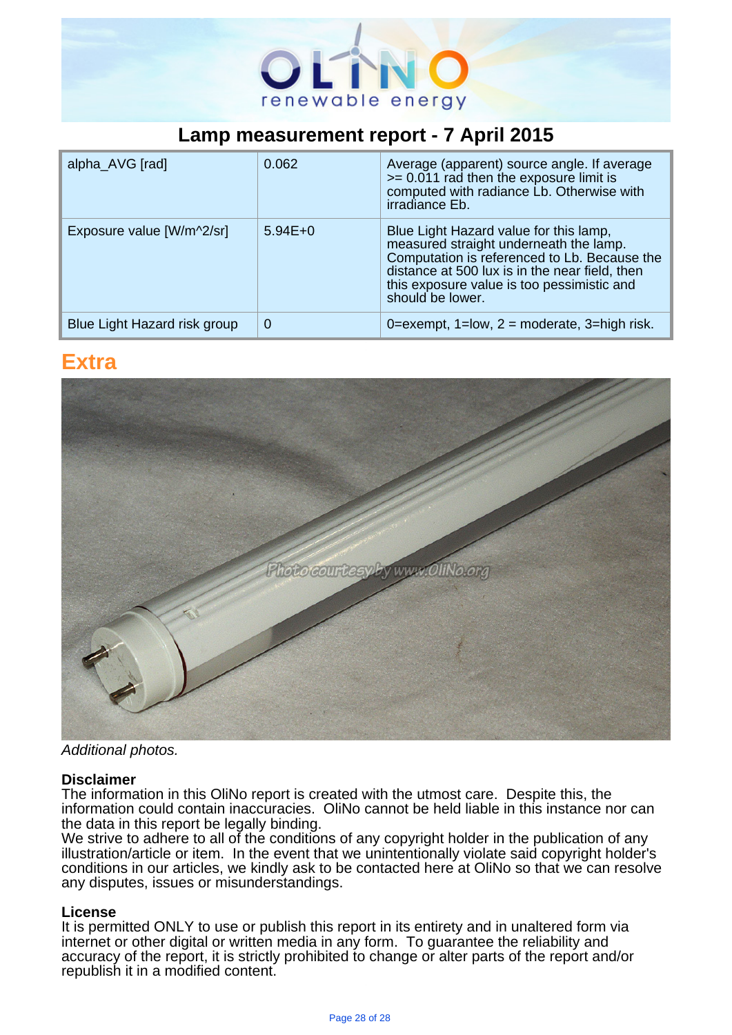# Lamp measurement report - 7 April 2015

| | | |
|---|---|---|
| alpha_AVG [rad] | 0.062 | Average (apparent) source angle. If average >= 0.011 rad then the exposure limit is computed with radiance Lb. Otherwise with irradiance Eb. |
| Exposure value [W/m^2/sr] | 5.94E+0 | Blue Light Hazard value for this lamp, measured straight underneath the lamp. Computation is referenced to Lb. Because the distance at 500 lux is in the near field, then this exposure value is too pessimistic and should be lower. |
| Blue Light Hazard risk group | 0 | 0=exempt, 1=low, 2 = moderate, 3=high risk. |

## Extra

*Additional photos.*

**Disclaimer**
The information in this OliNo report is created with the utmost care. Despite this, the information could contain inaccuracies. OliNo cannot be held liable in this instance nor can the data in this report be legally binding.
We strive to adhere to all of the conditions of any copyright holder in the publication of any illustration/article or item. In the event that we unintentionally violate said copyright holder's conditions in our articles, we kindly ask to be contacted here at OliNo so that we can resolve any disputes, issues or misunderstandings.

**License**
It is permitted ONLY to use or publish this report in its entirety and in unaltered form via internet or other digital or written media in any form. To guarantee the reliability and accuracy of the report, it is strictly prohibited to change or alter parts of the report and/or republish it in a modified content.